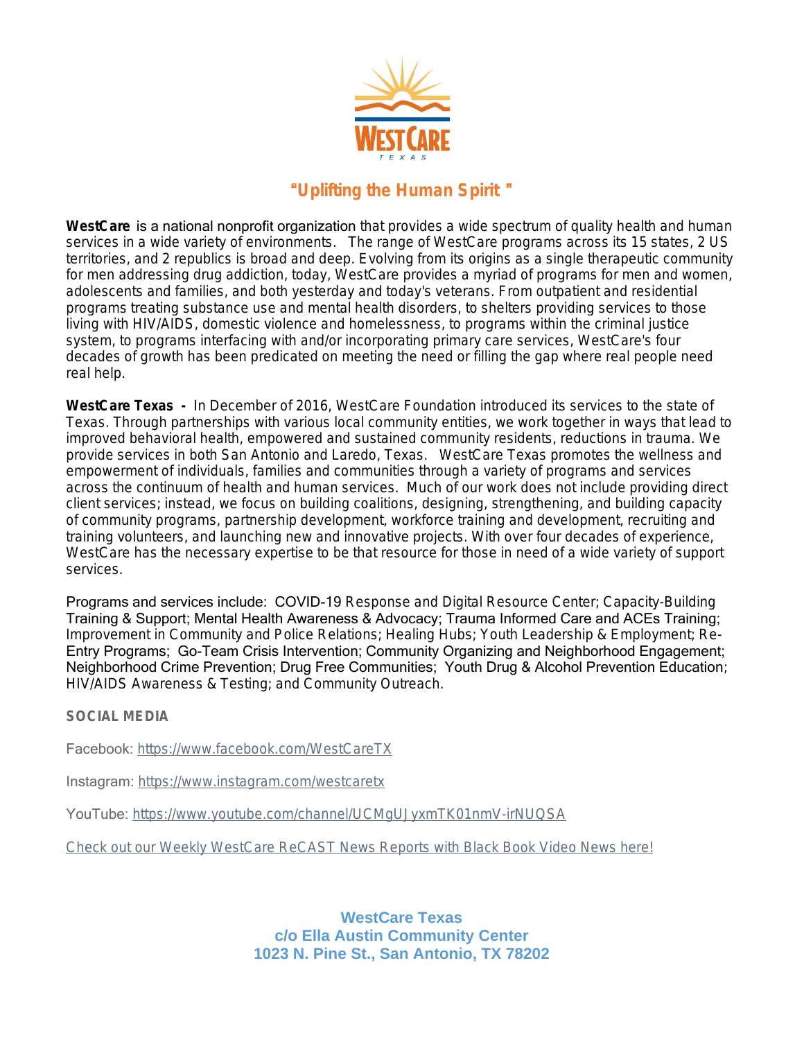WESTCARE
TEXAS

**"Uplifting the Human Spirit "**

**WestCare** is a national nonprofit organization that provides a wide spectrum of quality health and human services in a wide variety of environments. The range of WestCare programs across its 15 states, 2 US territories, and 2 republics is broad and deep. Evolving from its origins as a single therapeutic community for men addressing drug addiction, today, WestCare provides a myriad of programs for men and women, adolescents and families, and both yesterday and today's veterans. From outpatient and residential programs treating substance use and mental health disorders, to shelters providing services to those living with HIV/AIDS, domestic violence and homelessness, to programs within the criminal justice system, to programs interfacing with and/or incorporating primary care services, WestCare's four decades of growth has been predicated on meeting the need or filling the gap where real people need real help.

**WestCare Texas -** In December of 2016, WestCare Foundation introduced its services to the state of Texas. Through partnerships with various local community entities, we work together in ways that lead to improved behavioral health, empowered and sustained community residents, reductions in trauma. We provide services in both San Antonio and Laredo, Texas. WestCare Texas promotes the wellness and empowerment of individuals, families and communities through a variety of programs and services across the continuum of health and human services. Much of our work does not include providing direct client services; instead, we focus on building coalitions, designing, strengthening, and building capacity of community programs, partnership development, workforce training and development, recruiting and training volunteers, and launching new and innovative projects. With over four decades of experience, WestCare has the necessary expertise to be that resource for those in need of a wide variety of support services.

Programs and services include: COVID-19 Response and Digital Resource Center; Capacity-Building Training & Support; Mental Health Awareness & Advocacy; Trauma Informed Care and ACEs Training; Improvement in Community and Police Relations; Healing Hubs; Youth Leadership & Employment; Re-Entry Programs; Go-Team Crisis Intervention; Community Organizing and Neighborhood Engagement; Neighborhood Crime Prevention; Drug Free Communities; Youth Drug & Alcohol Prevention Education; HIV/AIDS Awareness & Testing; and Community Outreach.

**SOCIAL MEDIA**

Facebook: https://www.facebook.com/WestCareTX

Instagram: https://www.instagram.com/westcaretx

YouTube: https://www.youtube.com/channel/UCMgUJyxmTK01nmV-irNUQSA

Check out our Weekly WestCare ReCAST News Reports with Black Book Video News here!

**WestCare Texas**
**c/o Ella Austin Community Center**
**1023 N. Pine St., San Antonio, TX 78202**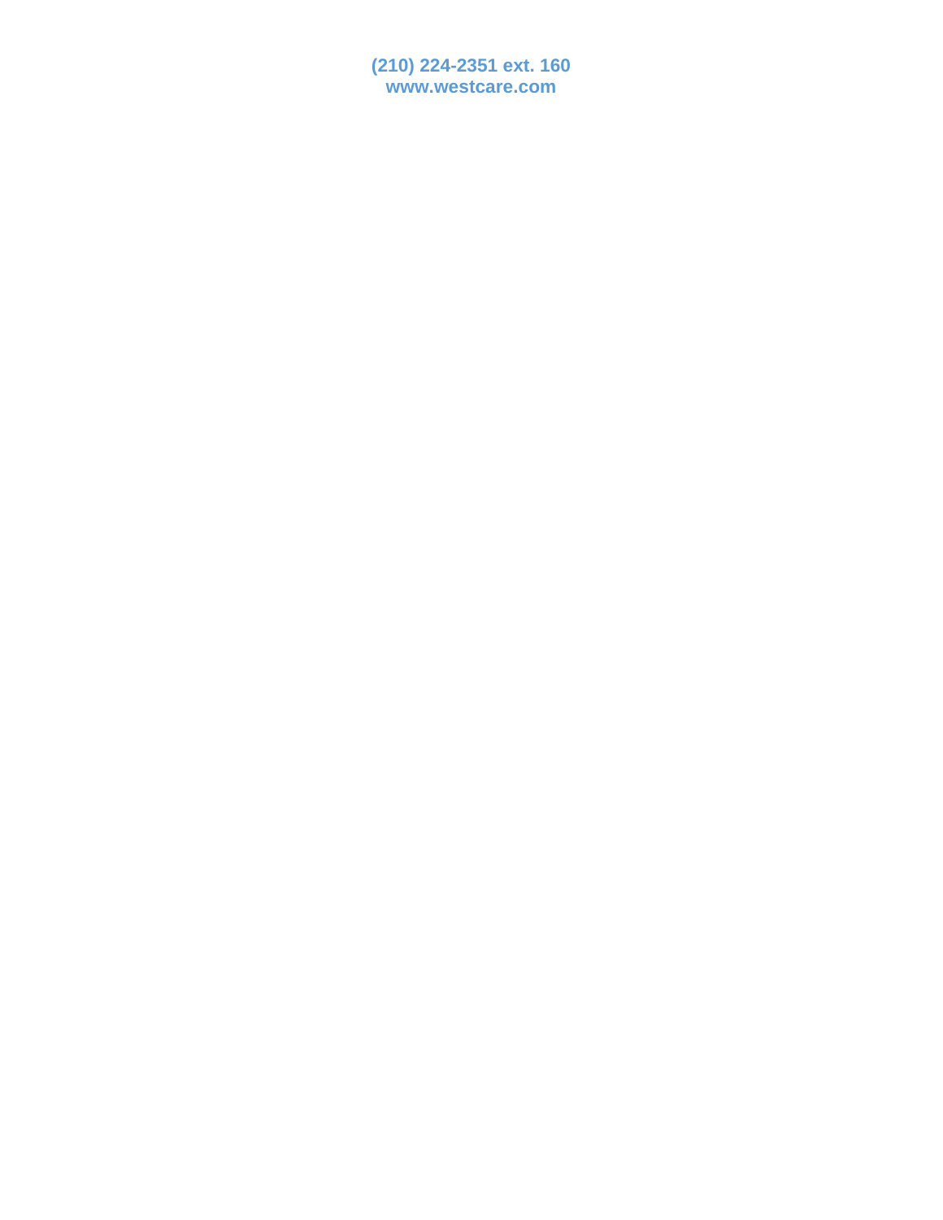**(210) 224-2351 ext. 160**
**www.westcare.com**